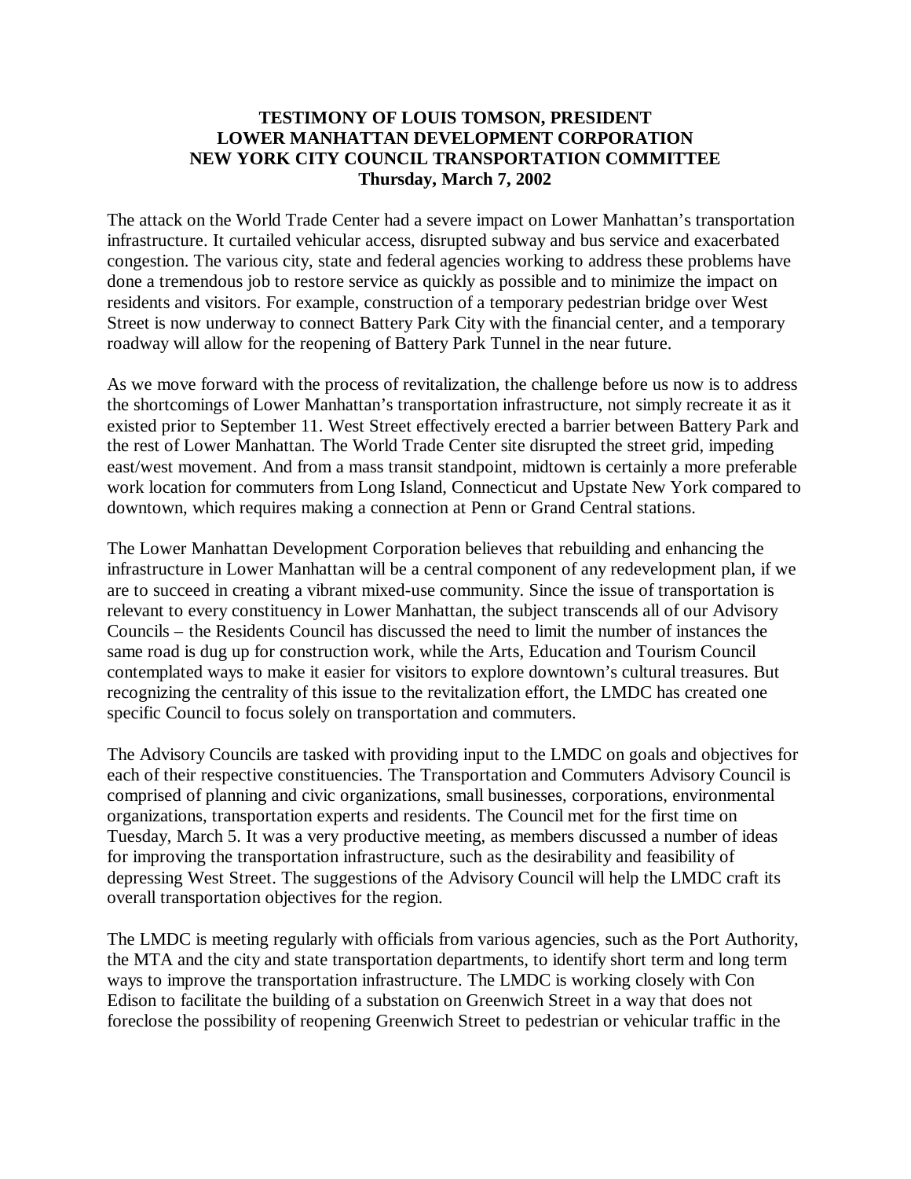**TESTIMONY OF LOUIS TOMSON, PRESIDENT**
**LOWER MANHATTAN DEVELOPMENT CORPORATION**
**NEW YORK CITY COUNCIL TRANSPORTATION COMMITTEE**
**Thursday, March 7, 2002**

The attack on the World Trade Center had a severe impact on Lower Manhattan's transportation infrastructure. It curtailed vehicular access, disrupted subway and bus service and exacerbated congestion. The various city, state and federal agencies working to address these problems have done a tremendous job to restore service as quickly as possible and to minimize the impact on residents and visitors. For example, construction of a temporary pedestrian bridge over West Street is now underway to connect Battery Park City with the financial center, and a temporary roadway will allow for the reopening of Battery Park Tunnel in the near future.

As we move forward with the process of revitalization, the challenge before us now is to address the shortcomings of Lower Manhattan's transportation infrastructure, not simply recreate it as it existed prior to September 11. West Street effectively erected a barrier between Battery Park and the rest of Lower Manhattan. The World Trade Center site disrupted the street grid, impeding east/west movement. And from a mass transit standpoint, midtown is certainly a more preferable work location for commuters from Long Island, Connecticut and Upstate New York compared to downtown, which requires making a connection at Penn or Grand Central stations.

The Lower Manhattan Development Corporation believes that rebuilding and enhancing the infrastructure in Lower Manhattan will be a central component of any redevelopment plan, if we are to succeed in creating a vibrant mixed-use community. Since the issue of transportation is relevant to every constituency in Lower Manhattan, the subject transcends all of our Advisory Councils – the Residents Council has discussed the need to limit the number of instances the same road is dug up for construction work, while the Arts, Education and Tourism Council contemplated ways to make it easier for visitors to explore downtown's cultural treasures. But recognizing the centrality of this issue to the revitalization effort, the LMDC has created one specific Council to focus solely on transportation and commuters.

The Advisory Councils are tasked with providing input to the LMDC on goals and objectives for each of their respective constituencies. The Transportation and Commuters Advisory Council is comprised of planning and civic organizations, small businesses, corporations, environmental organizations, transportation experts and residents. The Council met for the first time on Tuesday, March 5. It was a very productive meeting, as members discussed a number of ideas for improving the transportation infrastructure, such as the desirability and feasibility of depressing West Street. The suggestions of the Advisory Council will help the LMDC craft its overall transportation objectives for the region.

The LMDC is meeting regularly with officials from various agencies, such as the Port Authority, the MTA and the city and state transportation departments, to identify short term and long term ways to improve the transportation infrastructure. The LMDC is working closely with Con Edison to facilitate the building of a substation on Greenwich Street in a way that does not foreclose the possibility of reopening Greenwich Street to pedestrian or vehicular traffic in the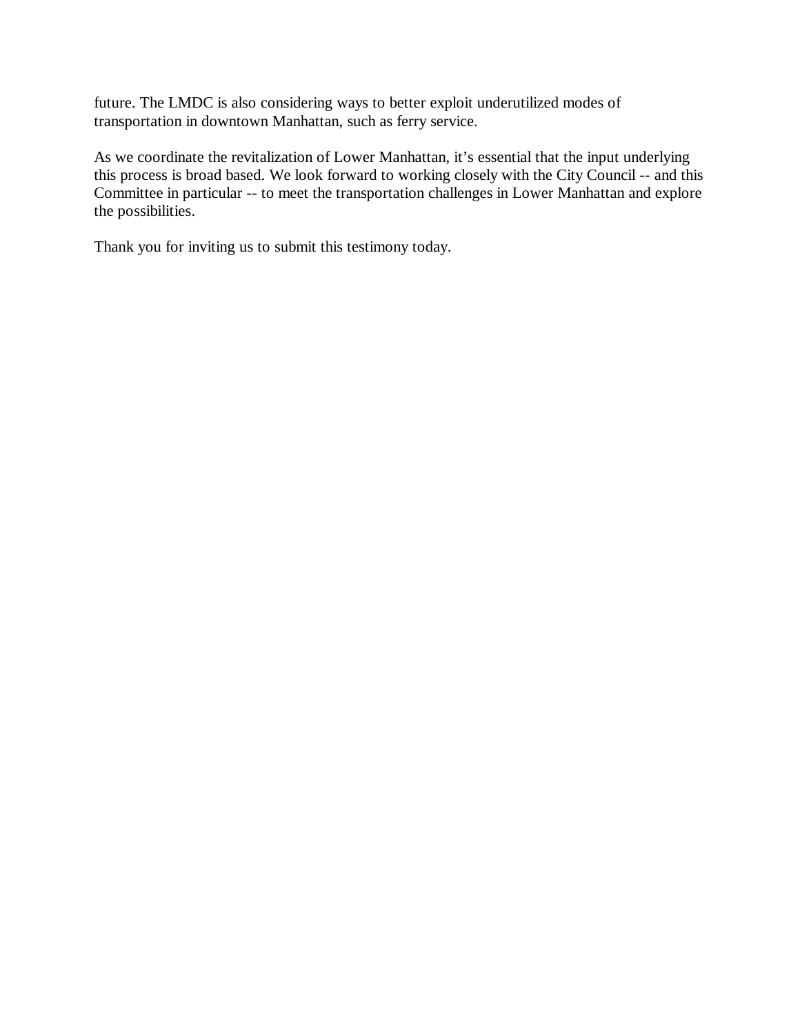future. The LMDC is also considering ways to better exploit underutilized modes of transportation in downtown Manhattan, such as ferry service.

As we coordinate the revitalization of Lower Manhattan, it's essential that the input underlying this process is broad based. We look forward to working closely with the City Council -- and this Committee in particular -- to meet the transportation challenges in Lower Manhattan and explore the possibilities.

Thank you for inviting us to submit this testimony today.